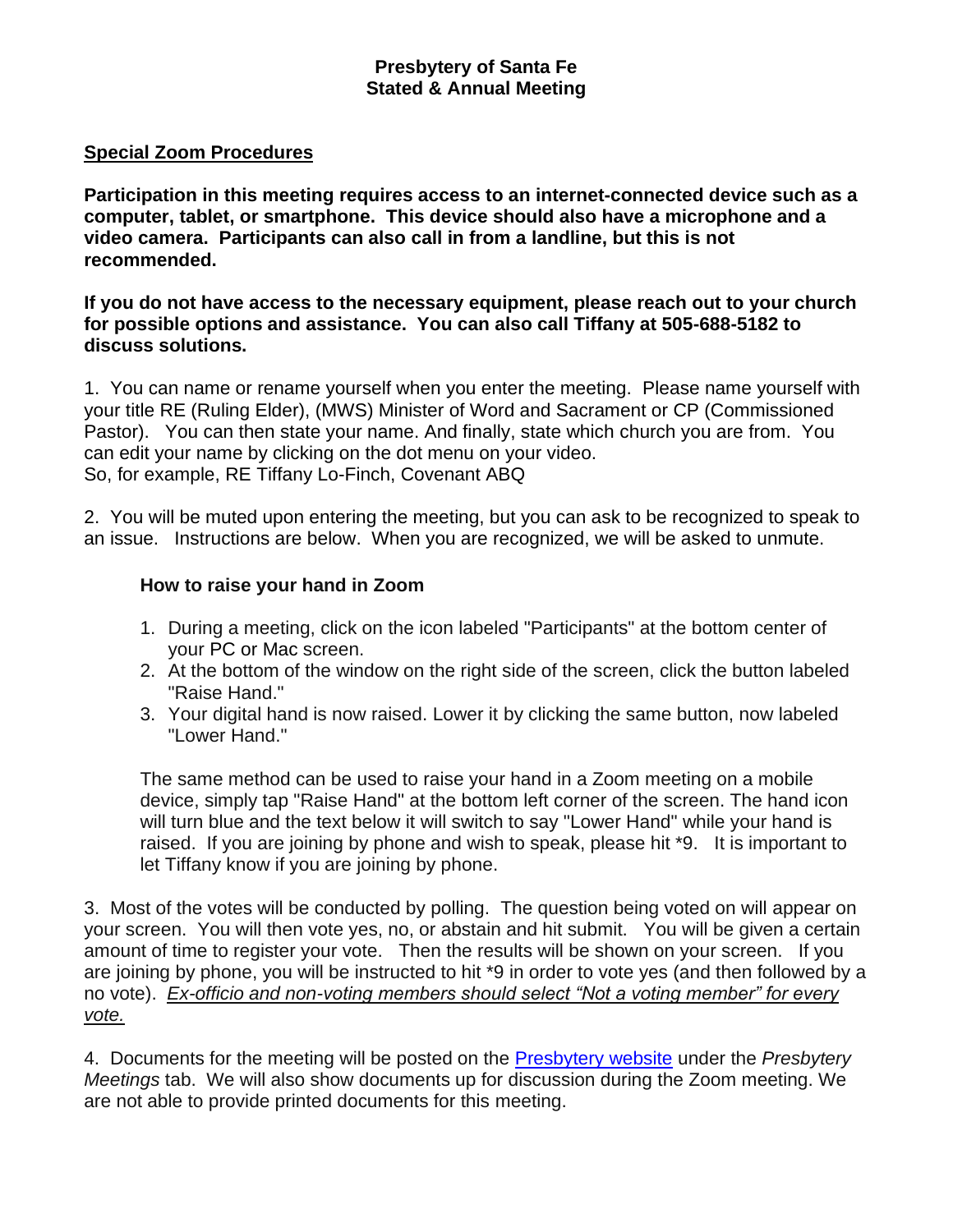**Presbytery of Santa Fe**
**Stated & Annual Meeting**

**<u>Special Zoom Procedures</u>**

**Participation in this meeting requires access to an internet-connected device such as a computer, tablet, or smartphone. This device should also have a microphone and a video camera. Participants can also call in from a landline, but this is not recommended.**

**If you do not have access to the necessary equipment, please reach out to your church for possible options and assistance. You can also call Tiffany at 505-688-5182 to discuss solutions.**

1. You can name or rename yourself when you enter the meeting. Please name yourself with your title RE (Ruling Elder), (MWS) Minister of Word and Sacrament or CP (Commissioned Pastor). You can then state your name. And finally, state which church you are from. You can edit your name by clicking on the dot menu on your video.
So, for example, RE Tiffany Lo-Finch, Covenant ABQ

2. You will be muted upon entering the meeting, but you can ask to be recognized to speak to an issue. Instructions are below. When you are recognized, we will be asked to unmute.

**How to raise your hand in Zoom**

1. During a meeting, click on the icon labeled "Participants" at the bottom center of your PC or Mac screen.
2. At the bottom of the window on the right side of the screen, click the button labeled "Raise Hand."
3. Your digital hand is now raised. Lower it by clicking the same button, now labeled "Lower Hand."

The same method can be used to raise your hand in a Zoom meeting on a mobile device, simply tap "Raise Hand" at the bottom left corner of the screen. The hand icon will turn blue and the text below it will switch to say "Lower Hand" while your hand is raised. If you are joining by phone and wish to speak, please hit *9. It is important to let Tiffany know if you are joining by phone.

3. Most of the votes will be conducted by polling. The question being voted on will appear on your screen. You will then vote yes, no, or abstain and hit submit. You will be given a certain amount of time to register your vote. Then the results will be shown on your screen. If you are joining by phone, you will be instructed to hit *9 in order to vote yes (and then followed by a no vote). <u>*Ex-officio and non-voting members should select "Not a voting member" for every vote.*</u>

4. Documents for the meeting will be posted on the Presbytery website under the *Presbytery Meetings* tab. We will also show documents up for discussion during the Zoom meeting. We are not able to provide printed documents for this meeting.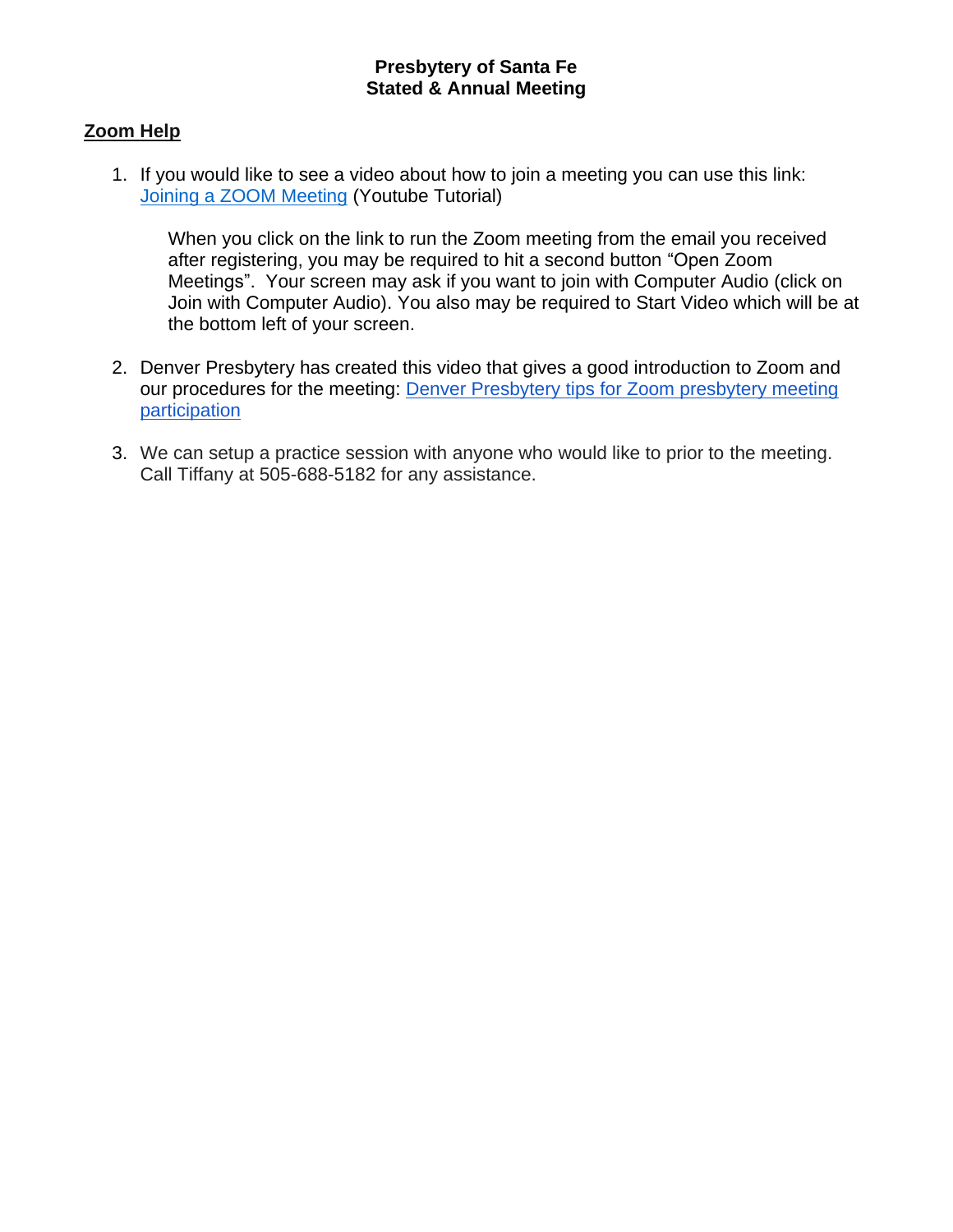**Presbytery of Santa Fe**
**Stated & Annual Meeting**

## Zoom Help

1. If you would like to see a video about how to join a meeting you can use this link: Joining a ZOOM Meeting (Youtube Tutorial)

   When you click on the link to run the Zoom meeting from the email you received after registering, you may be required to hit a second button "Open Zoom Meetings". Your screen may ask if you want to join with Computer Audio (click on Join with Computer Audio). You also may be required to Start Video which will be at the bottom left of your screen.

2. Denver Presbytery has created this video that gives a good introduction to Zoom and our procedures for the meeting: Denver Presbytery tips for Zoom presbytery meeting participation

3. We can setup a practice session with anyone who would like to prior to the meeting. Call Tiffany at 505-688-5182 for any assistance.